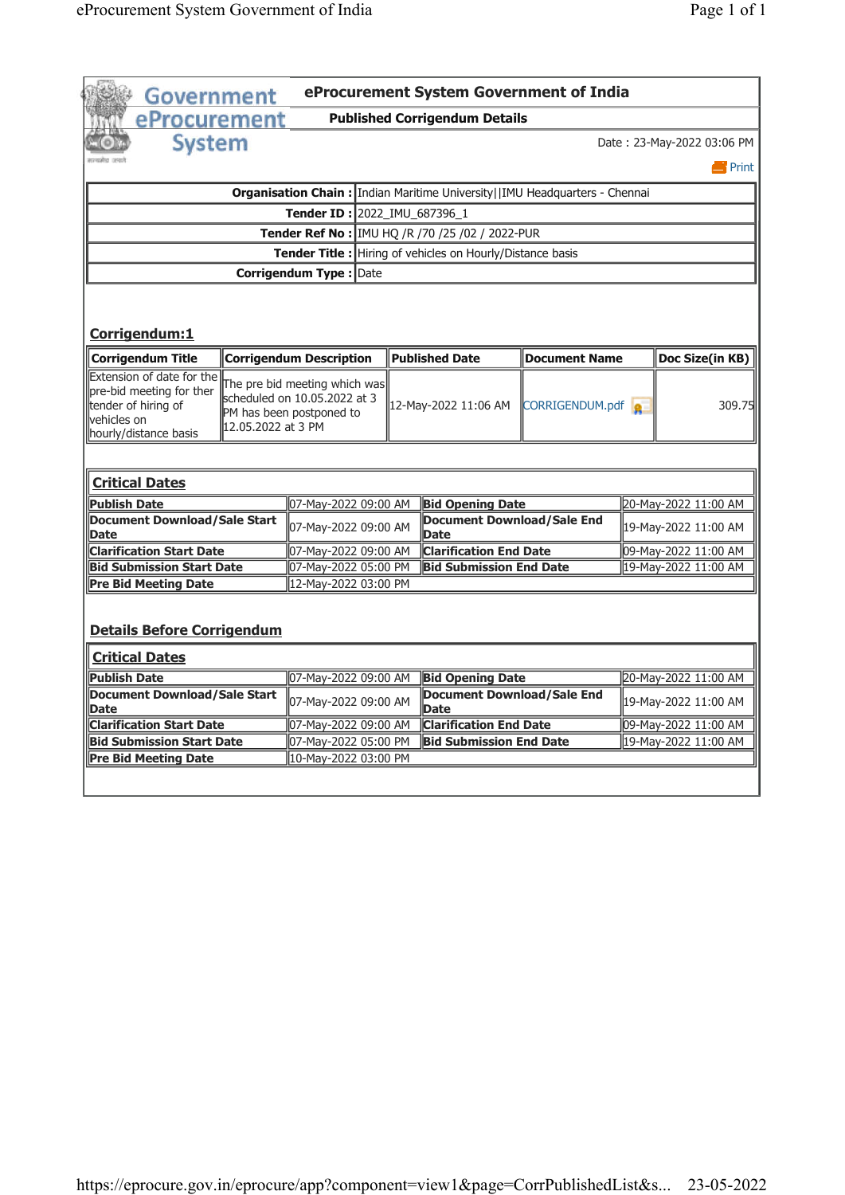# eProcurement System Government of India

## Published Corrigendum Details

Date : 23-May-2022 03:06 PM

Print

| | |
|---|---|
| **Organisation Chain :** | Indian Maritime University\|\|IMU Headquarters - Chennai |
| **Tender ID :** | 2022_IMU_687396_1 |
| **Tender Ref No :** | IMU HQ /R /70 /25 /02 / 2022-PUR |
| **Tender Title :** | Hiring of vehicles on Hourly/Distance basis |
| **Corrigendum Type :** | Date |

### Corrigendum:1

| Corrigendum Title | Corrigendum Description | Published Date | Document Name | Doc Size(in KB) |
|---|---|---|---|---|
| Extension of date for the pre-bid meeting for ther tender of hiring of vehicles on hourly/distance basis | The pre bid meeting which was scheduled on 10.05.2022 at 3 PM has been postponed to 12.05.2022 at 3 PM | 12-May-2022 11:06 AM | CORRIGENDUM.pdf | 309.75 |

### Critical Dates

| | | | |
|---|---|---|---|
| **Publish Date** | 07-May-2022 09:00 AM | **Bid Opening Date** | 20-May-2022 11:00 AM |
| **Document Download/Sale Start Date** | 07-May-2022 09:00 AM | **Document Download/Sale End Date** | 19-May-2022 11:00 AM |
| **Clarification Start Date** | 07-May-2022 09:00 AM | **Clarification End Date** | 09-May-2022 11:00 AM |
| **Bid Submission Start Date** | 07-May-2022 05:00 PM | **Bid Submission End Date** | 19-May-2022 11:00 AM |
| **Pre Bid Meeting Date** | 12-May-2022 03:00 PM | | |

### Details Before Corrigendum

#### Critical Dates

| | | | |
|---|---|---|---|
| **Publish Date** | 07-May-2022 09:00 AM | **Bid Opening Date** | 20-May-2022 11:00 AM |
| **Document Download/Sale Start Date** | 07-May-2022 09:00 AM | **Document Download/Sale End Date** | 19-May-2022 11:00 AM |
| **Clarification Start Date** | 07-May-2022 09:00 AM | **Clarification End Date** | 09-May-2022 11:00 AM |
| **Bid Submission Start Date** | 07-May-2022 05:00 PM | **Bid Submission End Date** | 19-May-2022 11:00 AM |
| **Pre Bid Meeting Date** | 10-May-2022 03:00 PM | | |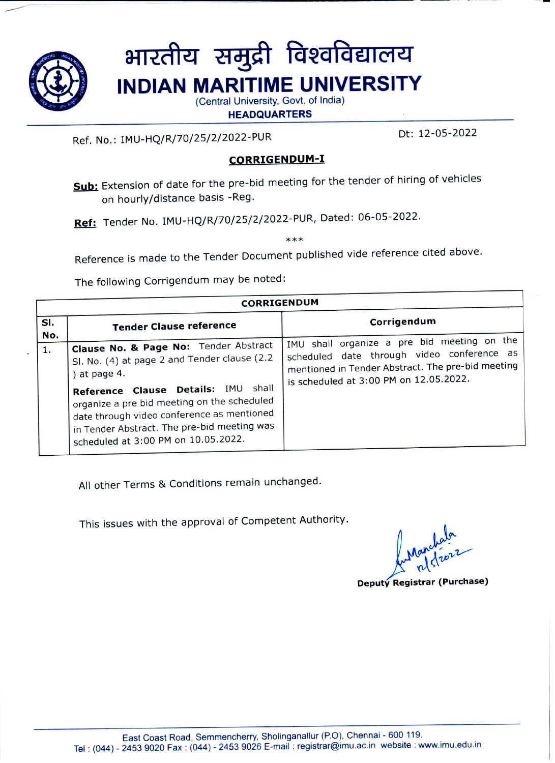# भारतीय समुद्री विश्वविद्यालय

# INDIAN MARITIME UNIVERSITY

(Central University, Govt. of India)

**HEADQUARTERS**

Ref. No.: IMU-HQ/R/70/25/2/2022-PUR

Dt: 12-05-2022

## CORRIGENDUM-I

**Sub:** Extension of date for the pre-bid meeting for the tender of hiring of vehicles on hourly/distance basis -Reg.

**Ref:** Tender No. IMU-HQ/R/70/25/2/2022-PUR, Dated: 06-05-2022.

\*\*\*

Reference is made to the Tender Document published vide reference cited above.

The following Corrigendum may be noted:

| CORRIGENDUM | | |
|---|---|---|
| **Sl. No.** | **Tender Clause reference** | **Corrigendum** |
| 1. | **Clause No. & Page No:** Tender Abstract Sl. No. (4) at page 2 and Tender clause (2.2 ) at page 4.<br>**Reference Clause Details:** IMU shall organize a pre bid meeting on the scheduled date through video conference as mentioned in Tender Abstract. The pre-bid meeting was scheduled at 3:00 PM on 10.05.2022. | IMU shall organize a pre bid meeting on the scheduled date through video conference as mentioned in Tender Abstract. The pre-bid meeting is scheduled at 3:00 PM on 12.05.2022. |

All other Terms & Conditions remain unchanged.

This issues with the approval of Competent Authority.

Manchala
12/5/2022

**Deputy Registrar (Purchase)**

East Coast Road, Semmencherry, Sholinganallur (P.O), Chennai - 600 119.
Tel : (044) - 2453 9020 Fax : (044) - 2453 9026 E-mail : registrar@imu.ac.in website : www.imu.edu.in